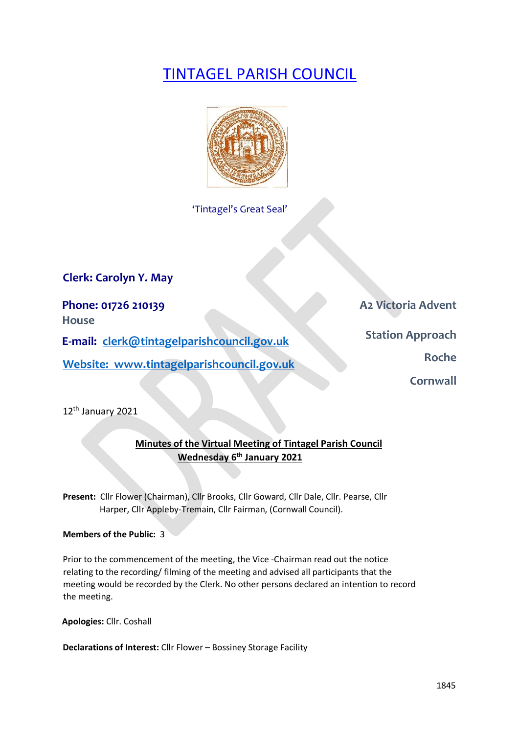# TINTAGEL PARISH COUNCIL

'Tintagel's Great Seal'

**Clerk: Carolyn Y. May**

**Phone: 01726 210139**

**E-mail: clerk@tintagelparishcouncil.gov.uk**

**Website: www.tintagelparishcouncil.gov.uk**

**A2 Victoria Advent House**
**Station Approach**
**Roche**
**Cornwall**

12th January 2021

**Minutes of the Virtual Meeting of Tintagel Parish Council**
**Wednesday 6th January 2021**

**Present:** Cllr Flower (Chairman), Cllr Brooks, Cllr Goward, Cllr Dale, Cllr. Pearse, Cllr Harper, Cllr Appleby-Tremain, Cllr Fairman, (Cornwall Council).

**Members of the Public:** 3

Prior to the commencement of the meeting, the Vice -Chairman read out the notice relating to the recording/ filming of the meeting and advised all participants that the meeting would be recorded by the Clerk. No other persons declared an intention to record the meeting.

**Apologies:** Cllr. Coshall

**Declarations of Interest:** Cllr Flower – Bossiney Storage Facility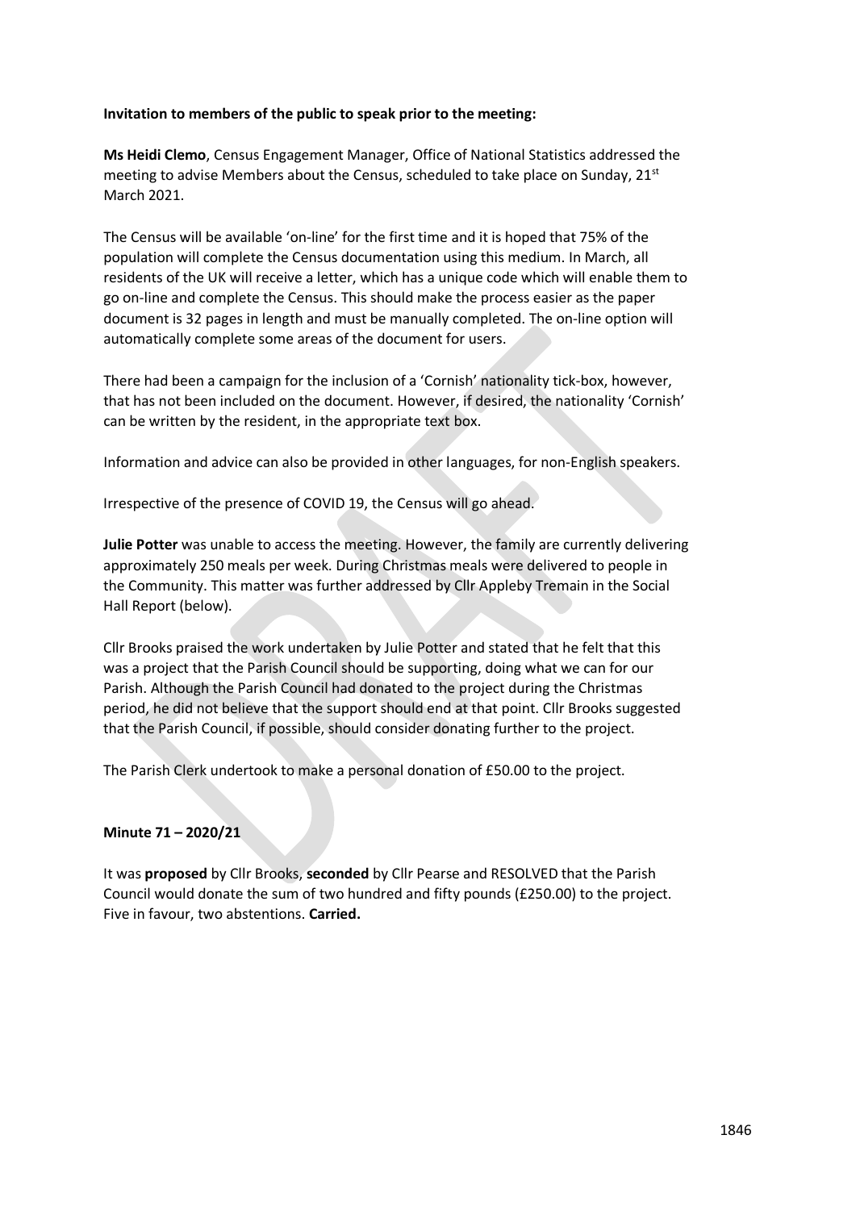**Invitation to members of the public to speak prior to the meeting:**

**Ms Heidi Clemo**, Census Engagement Manager, Office of National Statistics addressed the meeting to advise Members about the Census, scheduled to take place on Sunday, 21st March 2021.

The Census will be available 'on-line' for the first time and it is hoped that 75% of the population will complete the Census documentation using this medium. In March, all residents of the UK will receive a letter, which has a unique code which will enable them to go on-line and complete the Census. This should make the process easier as the paper document is 32 pages in length and must be manually completed. The on-line option will automatically complete some areas of the document for users.

There had been a campaign for the inclusion of a 'Cornish' nationality tick-box, however, that has not been included on the document. However, if desired, the nationality 'Cornish' can be written by the resident, in the appropriate text box.

Information and advice can also be provided in other languages, for non-English speakers.

Irrespective of the presence of COVID 19, the Census will go ahead.

**Julie Potter** was unable to access the meeting. However, the family are currently delivering approximately 250 meals per week. During Christmas meals were delivered to people in the Community. This matter was further addressed by Cllr Appleby Tremain in the Social Hall Report (below).

Cllr Brooks praised the work undertaken by Julie Potter and stated that he felt that this was a project that the Parish Council should be supporting, doing what we can for our Parish. Although the Parish Council had donated to the project during the Christmas period, he did not believe that the support should end at that point. Cllr Brooks suggested that the Parish Council, if possible, should consider donating further to the project.

The Parish Clerk undertook to make a personal donation of £50.00 to the project.

**Minute 71 – 2020/21**

It was **proposed** by Cllr Brooks, **seconded** by Cllr Pearse and RESOLVED that the Parish Council would donate the sum of two hundred and fifty pounds (£250.00) to the project. Five in favour, two abstentions. **Carried.**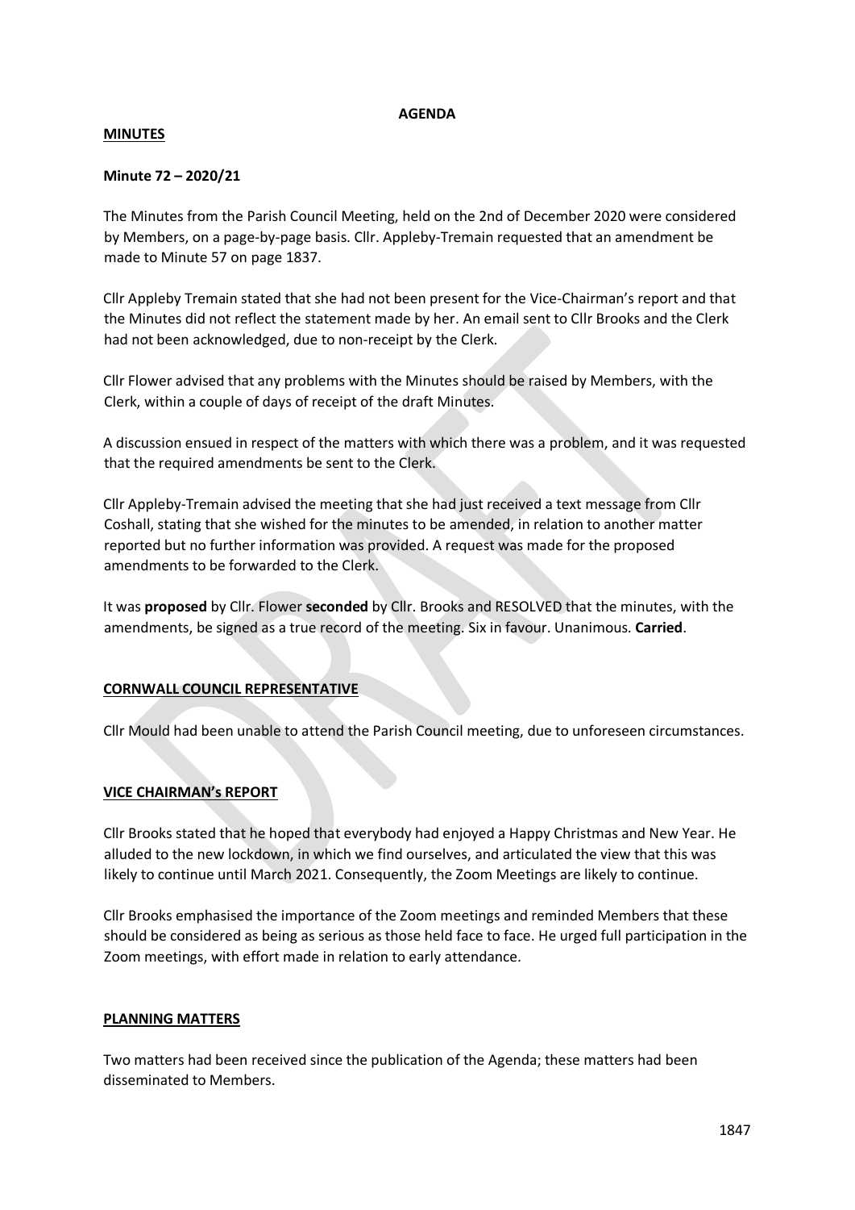**AGENDA**

**MINUTES**

**Minute 72 – 2020/21**

The Minutes from the Parish Council Meeting, held on the 2nd of December 2020 were considered by Members, on a page-by-page basis. Cllr. Appleby-Tremain requested that an amendment be made to Minute 57 on page 1837.

Cllr Appleby Tremain stated that she had not been present for the Vice-Chairman's report and that the Minutes did not reflect the statement made by her. An email sent to Cllr Brooks and the Clerk had not been acknowledged, due to non-receipt by the Clerk.

Cllr Flower advised that any problems with the Minutes should be raised by Members, with the Clerk, within a couple of days of receipt of the draft Minutes.

A discussion ensued in respect of the matters with which there was a problem, and it was requested that the required amendments be sent to the Clerk.

Cllr Appleby-Tremain advised the meeting that she had just received a text message from Cllr Coshall, stating that she wished for the minutes to be amended, in relation to another matter reported but no further information was provided. A request was made for the proposed amendments to be forwarded to the Clerk.

It was **proposed** by Cllr. Flower **seconded** by Cllr. Brooks and RESOLVED that the minutes, with the amendments, be signed as a true record of the meeting. Six in favour. Unanimous. **Carried**.

**CORNWALL COUNCIL REPRESENTATIVE**

Cllr Mould had been unable to attend the Parish Council meeting, due to unforeseen circumstances.

**VICE CHAIRMAN's REPORT**

Cllr Brooks stated that he hoped that everybody had enjoyed a Happy Christmas and New Year. He alluded to the new lockdown, in which we find ourselves, and articulated the view that this was likely to continue until March 2021. Consequently, the Zoom Meetings are likely to continue.

Cllr Brooks emphasised the importance of the Zoom meetings and reminded Members that these should be considered as being as serious as those held face to face. He urged full participation in the Zoom meetings, with effort made in relation to early attendance.

**PLANNING MATTERS**

Two matters had been received since the publication of the Agenda; these matters had been disseminated to Members.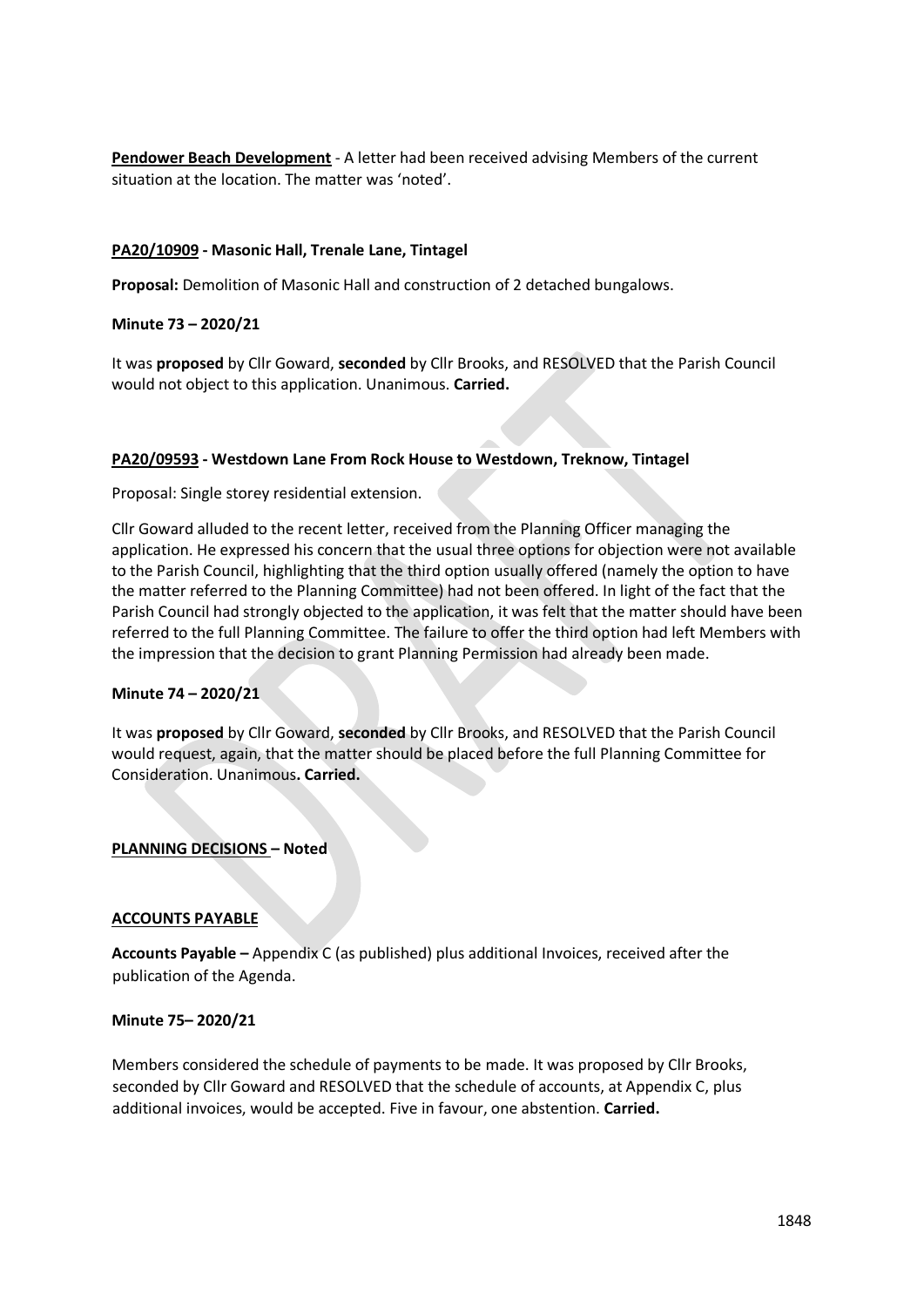**Pendower Beach Development** - A letter had been received advising Members of the current situation at the location. The matter was 'noted'.

**PA20/10909 - Masonic Hall, Trenale Lane, Tintagel**

**Proposal:** Demolition of Masonic Hall and construction of 2 detached bungalows.

**Minute 73 – 2020/21**

It was **proposed** by Cllr Goward, **seconded** by Cllr Brooks, and RESOLVED that the Parish Council would not object to this application. Unanimous. **Carried.**

**PA20/09593 - Westdown Lane From Rock House to Westdown, Treknow, Tintagel**

Proposal: Single storey residential extension.

Cllr Goward alluded to the recent letter, received from the Planning Officer managing the application. He expressed his concern that the usual three options for objection were not available to the Parish Council, highlighting that the third option usually offered (namely the option to have the matter referred to the Planning Committee) had not been offered. In light of the fact that the Parish Council had strongly objected to the application, it was felt that the matter should have been referred to the full Planning Committee. The failure to offer the third option had left Members with the impression that the decision to grant Planning Permission had already been made.

**Minute 74 – 2020/21**

It was **proposed** by Cllr Goward, **seconded** by Cllr Brooks, and RESOLVED that the Parish Council would request, again, that the matter should be placed before the full Planning Committee for Consideration. Unanimous**. Carried.**

**PLANNING DECISIONS – Noted**

**ACCOUNTS PAYABLE**

**Accounts Payable –** Appendix C (as published) plus additional Invoices, received after the publication of the Agenda.

**Minute 75– 2020/21**

Members considered the schedule of payments to be made. It was proposed by Cllr Brooks, seconded by Cllr Goward and RESOLVED that the schedule of accounts, at Appendix C, plus additional invoices, would be accepted. Five in favour, one abstention. **Carried.**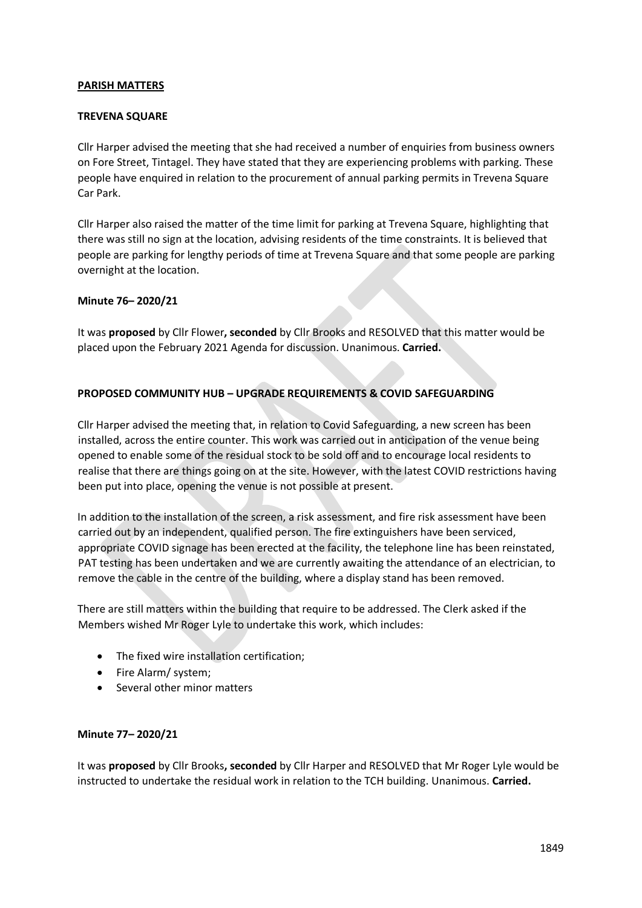**PARISH MATTERS**

**TREVENA SQUARE**

Cllr Harper advised the meeting that she had received a number of enquiries from business owners on Fore Street, Tintagel. They have stated that they are experiencing problems with parking. These people have enquired in relation to the procurement of annual parking permits in Trevena Square Car Park.

Cllr Harper also raised the matter of the time limit for parking at Trevena Square, highlighting that there was still no sign at the location, advising residents of the time constraints. It is believed that people are parking for lengthy periods of time at Trevena Square and that some people are parking overnight at the location.

**Minute 76– 2020/21**

It was **proposed** by Cllr Flower**, seconded** by Cllr Brooks and RESOLVED that this matter would be placed upon the February 2021 Agenda for discussion. Unanimous. **Carried.**

**PROPOSED COMMUNITY HUB – UPGRADE REQUIREMENTS & COVID SAFEGUARDING**

Cllr Harper advised the meeting that, in relation to Covid Safeguarding, a new screen has been installed, across the entire counter. This work was carried out in anticipation of the venue being opened to enable some of the residual stock to be sold off and to encourage local residents to realise that there are things going on at the site. However, with the latest COVID restrictions having been put into place, opening the venue is not possible at present.

In addition to the installation of the screen, a risk assessment, and fire risk assessment have been carried out by an independent, qualified person. The fire extinguishers have been serviced, appropriate COVID signage has been erected at the facility, the telephone line has been reinstated, PAT testing has been undertaken and we are currently awaiting the attendance of an electrician, to remove the cable in the centre of the building, where a display stand has been removed.

There are still matters within the building that require to be addressed. The Clerk asked if the Members wished Mr Roger Lyle to undertake this work, which includes:

- The fixed wire installation certification;
- Fire Alarm/ system;
- Several other minor matters

**Minute 77– 2020/21**

It was **proposed** by Cllr Brooks**, seconded** by Cllr Harper and RESOLVED that Mr Roger Lyle would be instructed to undertake the residual work in relation to the TCH building. Unanimous. **Carried.**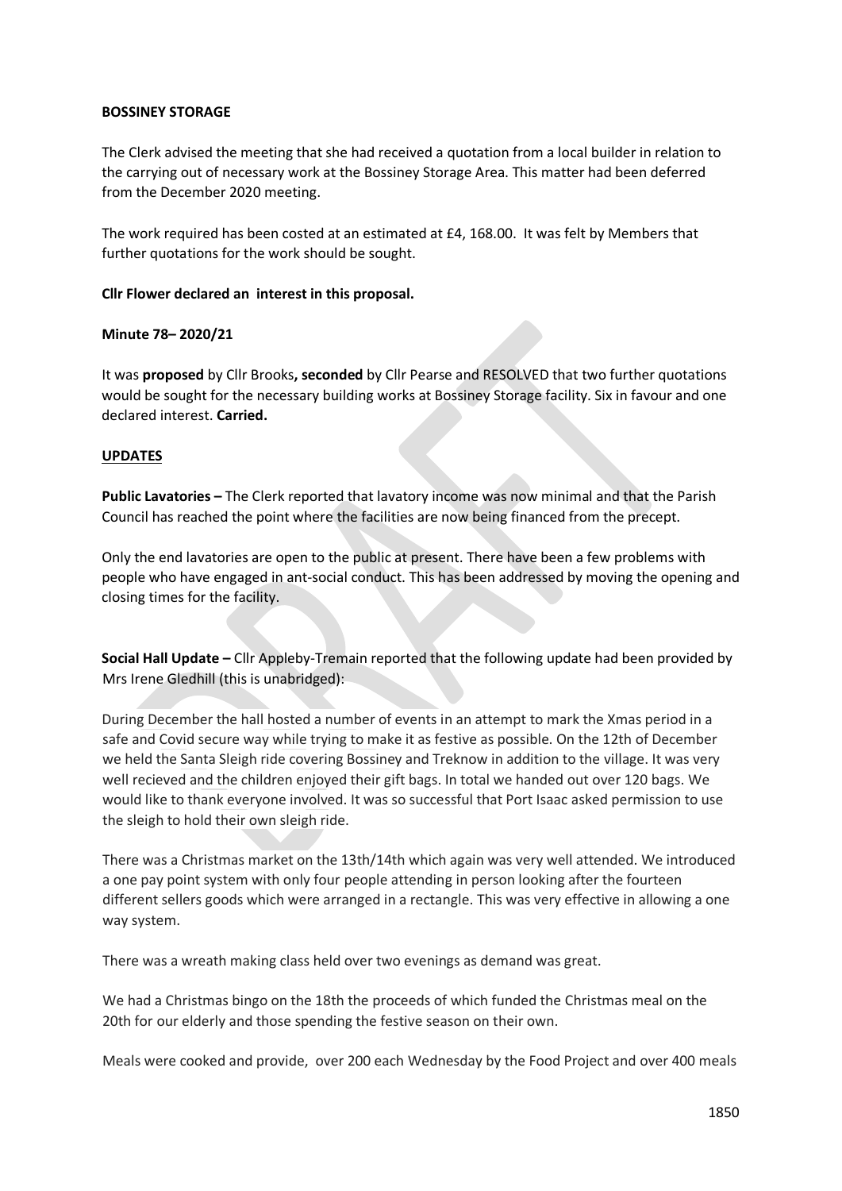**BOSSINEY STORAGE**

The Clerk advised the meeting that she had received a quotation from a local builder in relation to the carrying out of necessary work at the Bossiney Storage Area. This matter had been deferred from the December 2020 meeting.

The work required has been costed at an estimated at £4, 168.00. It was felt by Members that further quotations for the work should be sought.

**Cllr Flower declared an interest in this proposal.**

**Minute 78– 2020/21**

It was **proposed** by Cllr Brooks**, seconded** by Cllr Pearse and RESOLVED that two further quotations would be sought for the necessary building works at Bossiney Storage facility. Six in favour and one declared interest. **Carried.**

**UPDATES**

**Public Lavatories –** The Clerk reported that lavatory income was now minimal and that the Parish Council has reached the point where the facilities are now being financed from the precept.

Only the end lavatories are open to the public at present. There have been a few problems with people who have engaged in ant-social conduct. This has been addressed by moving the opening and closing times for the facility.

**Social Hall Update –** Cllr Appleby-Tremain reported that the following update had been provided by Mrs Irene Gledhill (this is unabridged):

During December the hall hosted a number of events in an attempt to mark the Xmas period in a safe and Covid secure way while trying to make it as festive as possible. On the 12th of December we held the Santa Sleigh ride covering Bossiney and Treknow in addition to the village. It was very well recieved and the children enjoyed their gift bags. In total we handed out over 120 bags. We would like to thank everyone involved. It was so successful that Port Isaac asked permission to use the sleigh to hold their own sleigh ride.

There was a Christmas market on the 13th/14th which again was very well attended. We introduced a one pay point system with only four people attending in person looking after the fourteen different sellers goods which were arranged in a rectangle. This was very effective in allowing a one way system.

There was a wreath making class held over two evenings as demand was great.

We had a Christmas bingo on the 18th the proceeds of which funded the Christmas meal on the 20th for our elderly and those spending the festive season on their own.

Meals were cooked and provide, over 200 each Wednesday by the Food Project and over 400 meals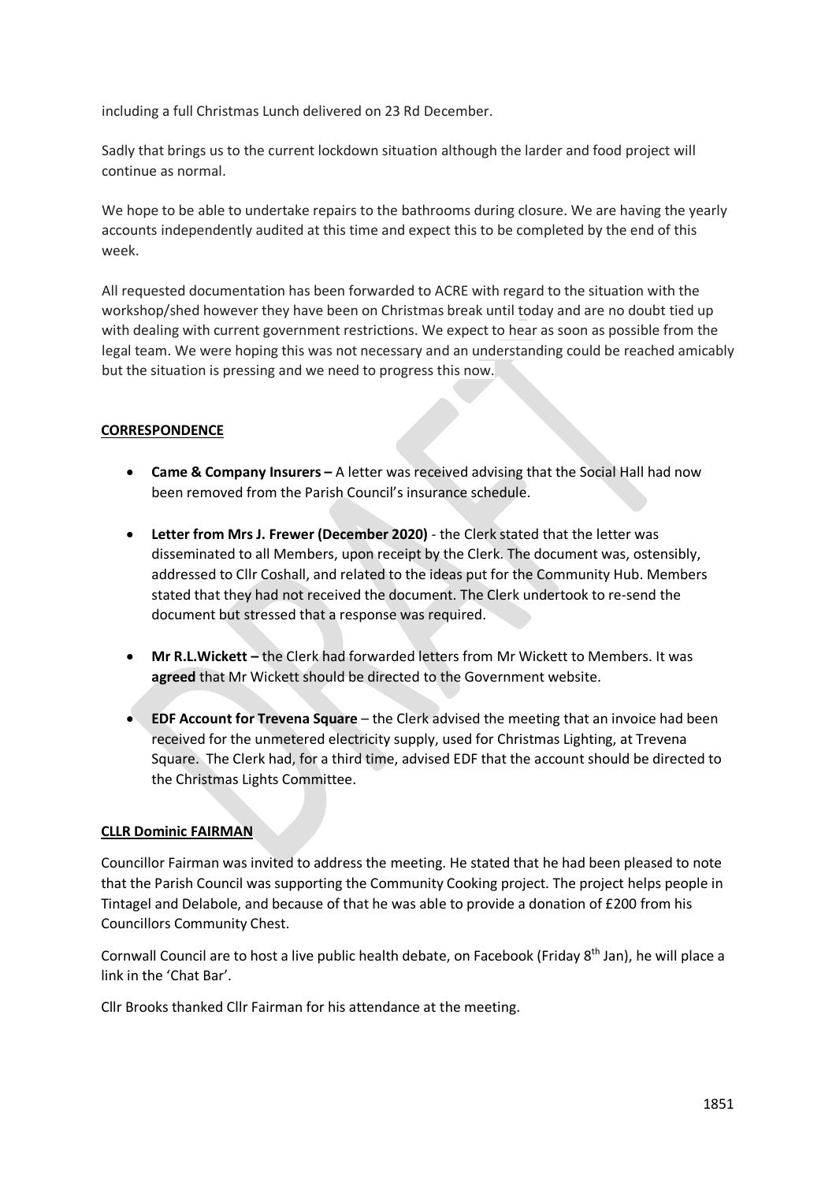including a full Christmas Lunch delivered on 23 Rd December.

Sadly that brings us to the current lockdown situation although the larder and food project will continue as normal.

We hope to be able to undertake repairs to the bathrooms during closure. We are having the yearly accounts independently audited at this time and expect this to be completed by the end of this week.

All requested documentation has been forwarded to ACRE with regard to the situation with the workshop/shed however they have been on Christmas break until today and are no doubt tied up with dealing with current government restrictions. We expect to hear as soon as possible from the legal team. We were hoping this was not necessary and an understanding could be reached amicably but the situation is pressing and we need to progress this now.

## CORRESPONDENCE

- **Came & Company Insurers –** A letter was received advising that the Social Hall had now been removed from the Parish Council's insurance schedule.

- **Letter from Mrs J. Frewer (December 2020)** - the Clerk stated that the letter was disseminated to all Members, upon receipt by the Clerk. The document was, ostensibly, addressed to Cllr Coshall, and related to the ideas put for the Community Hub. Members stated that they had not received the document. The Clerk undertook to re-send the document but stressed that a response was required.

- **Mr R.L.Wickett –** the Clerk had forwarded letters from Mr Wickett to Members. It was **agreed** that Mr Wickett should be directed to the Government website.

- **EDF Account for Trevena Square** – the Clerk advised the meeting that an invoice had been received for the unmetered electricity supply, used for Christmas Lighting, at Trevena Square. The Clerk had, for a third time, advised EDF that the account should be directed to the Christmas Lights Committee.

## CLLR Dominic FAIRMAN

Councillor Fairman was invited to address the meeting. He stated that he had been pleased to note that the Parish Council was supporting the Community Cooking project. The project helps people in Tintagel and Delabole, and because of that he was able to provide a donation of £200 from his Councillors Community Chest.

Cornwall Council are to host a live public health debate, on Facebook (Friday 8th Jan), he will place a link in the 'Chat Bar'.

Cllr Brooks thanked Cllr Fairman for his attendance at the meeting.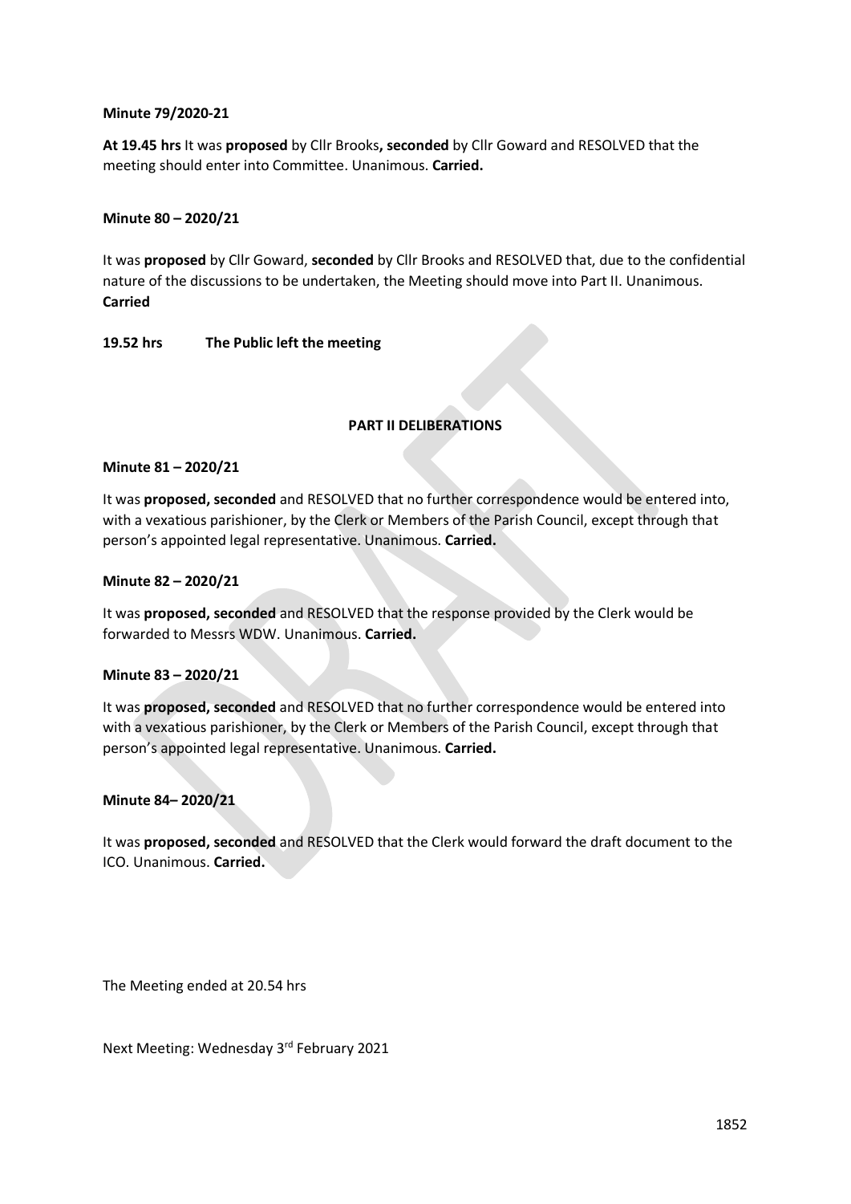**Minute 79/2020-21**

**At 19.45 hrs** It was **proposed** by Cllr Brooks**, seconded** by Cllr Goward and RESOLVED that the meeting should enter into Committee. Unanimous. **Carried.**

**Minute 80 – 2020/21**

It was **proposed** by Cllr Goward, **seconded** by Cllr Brooks and RESOLVED that, due to the confidential nature of the discussions to be undertaken, the Meeting should move into Part II. Unanimous. **Carried**

**19.52 hrs The Public left the meeting**

**PART II DELIBERATIONS**

**Minute 81 – 2020/21**

It was **proposed, seconded** and RESOLVED that no further correspondence would be entered into, with a vexatious parishioner, by the Clerk or Members of the Parish Council, except through that person's appointed legal representative. Unanimous. **Carried.**

**Minute 82 – 2020/21**

It was **proposed, seconded** and RESOLVED that the response provided by the Clerk would be forwarded to Messrs WDW. Unanimous. **Carried.**

**Minute 83 – 2020/21**

It was **proposed, seconded** and RESOLVED that no further correspondence would be entered into with a vexatious parishioner, by the Clerk or Members of the Parish Council, except through that person's appointed legal representative. Unanimous. **Carried.**

**Minute 84– 2020/21**

It was **proposed, seconded** and RESOLVED that the Clerk would forward the draft document to the ICO. Unanimous. **Carried.**

The Meeting ended at 20.54 hrs

Next Meeting: Wednesday 3rd February 2021